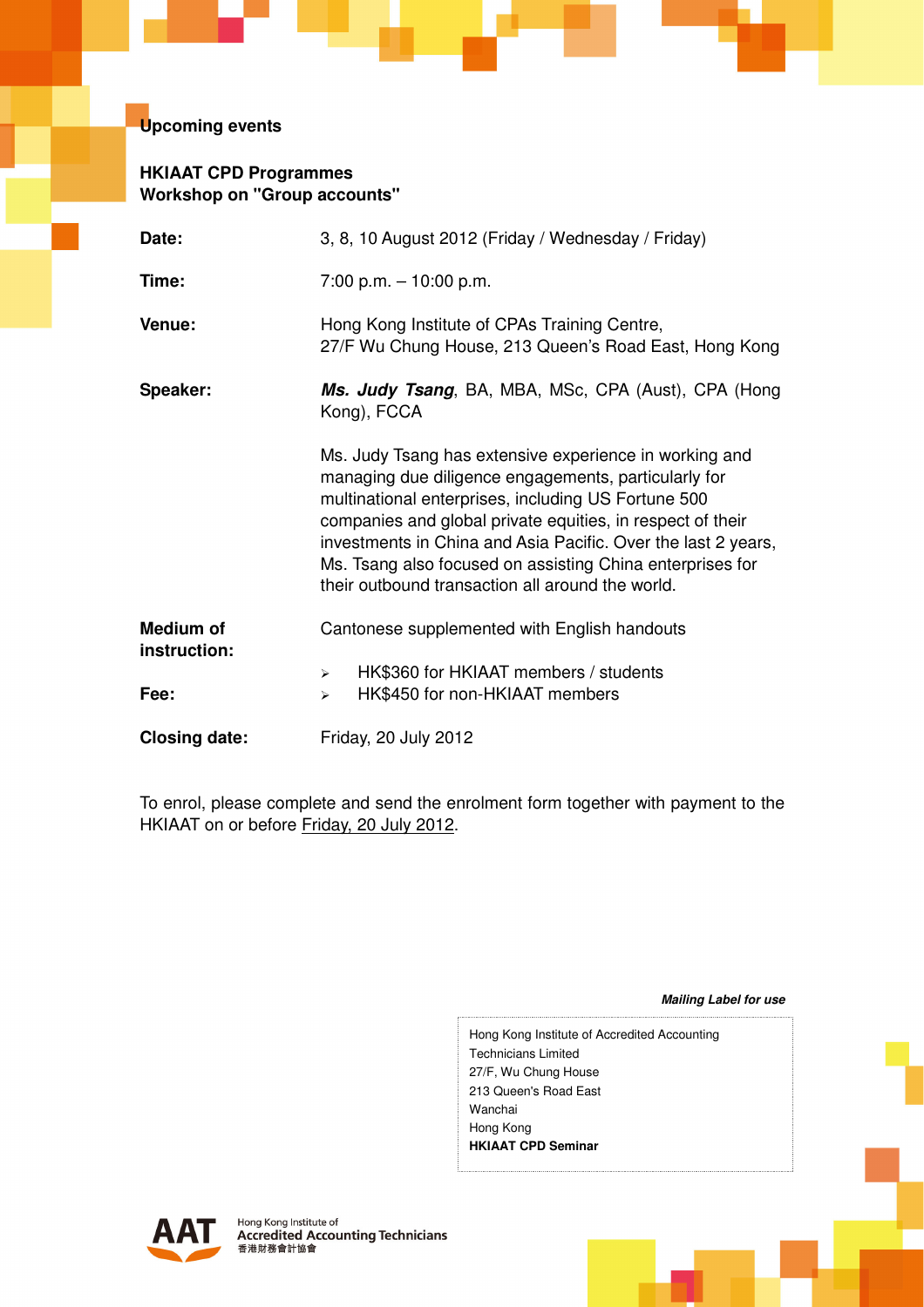## Upcoming events

### HKIAAT CPD Programmes
### Workshop on "Group accounts"

| | |
|---|---|
| **Date:** | 3, 8, 10 August 2012 (Friday / Wednesday / Friday) |
| **Time:** | 7:00 p.m. – 10:00 p.m. |
| **Venue:** | Hong Kong Institute of CPAs Training Centre, 27/F Wu Chung House, 213 Queen's Road East, Hong Kong |
| **Speaker:** | ***Ms. Judy Tsang***, BA, MBA, MSc, CPA (Aust), CPA (Hong Kong), FCCA<br><br>Ms. Judy Tsang has extensive experience in working and managing due diligence engagements, particularly for multinational enterprises, including US Fortune 500 companies and global private equities, in respect of their investments in China and Asia Pacific. Over the last 2 years, Ms. Tsang also focused on assisting China enterprises for their outbound transaction all around the world. |
| **Medium of instruction:** | Cantonese supplemented with English handouts |
| **Fee:** | ➢ HK$360 for HKIAAT members / students<br>➢ HK$450 for non-HKIAAT members |
| **Closing date:** | Friday, 20 July 2012 |

To enrol, please complete and send the enrolment form together with payment to the HKIAAT on or before Friday, 20 July 2012.

***Mailing Label for use***

Hong Kong Institute of Accredited Accounting Technicians Limited
27/F, Wu Chung House
213 Queen's Road East
Wanchai
Hong Kong
**HKIAAT CPD Seminar**

AAT Hong Kong Institute of Accredited Accounting Technicians 香港財務會計協會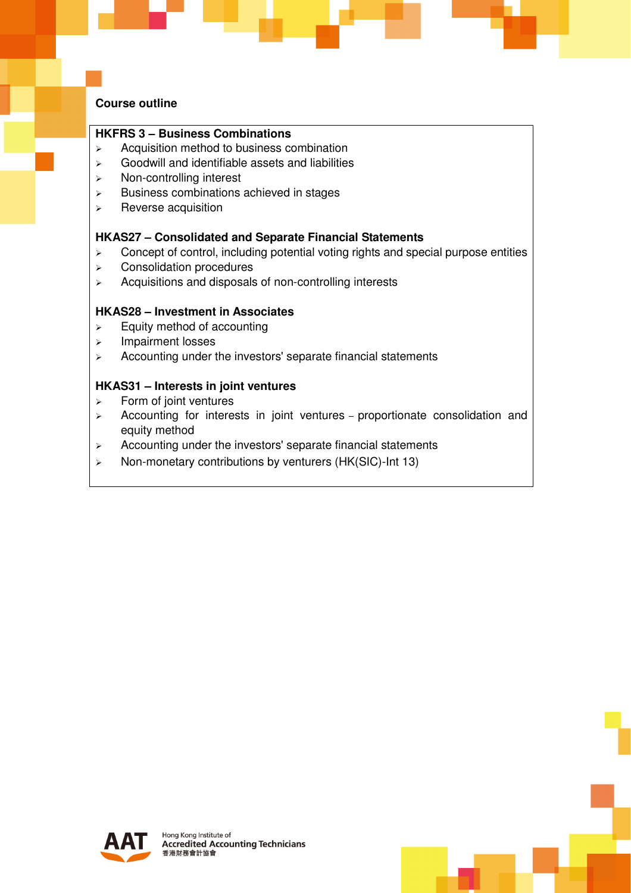## Course outline

**HKFRS 3 – Business Combinations**

- Acquisition method to business combination
- Goodwill and identifiable assets and liabilities
- Non-controlling interest
- Business combinations achieved in stages
- Reverse acquisition

**HKAS27 – Consolidated and Separate Financial Statements**

- Concept of control, including potential voting rights and special purpose entities
- Consolidation procedures
- Acquisitions and disposals of non-controlling interests

**HKAS28 – Investment in Associates**

- Equity method of accounting
- Impairment losses
- Accounting under the investors' separate financial statements

**HKAS31 – Interests in joint ventures**

- Form of joint ventures
- Accounting for interests in joint ventures – proportionate consolidation and equity method
- Accounting under the investors' separate financial statements
- Non-monetary contributions by venturers (HK(SIC)-Int 13)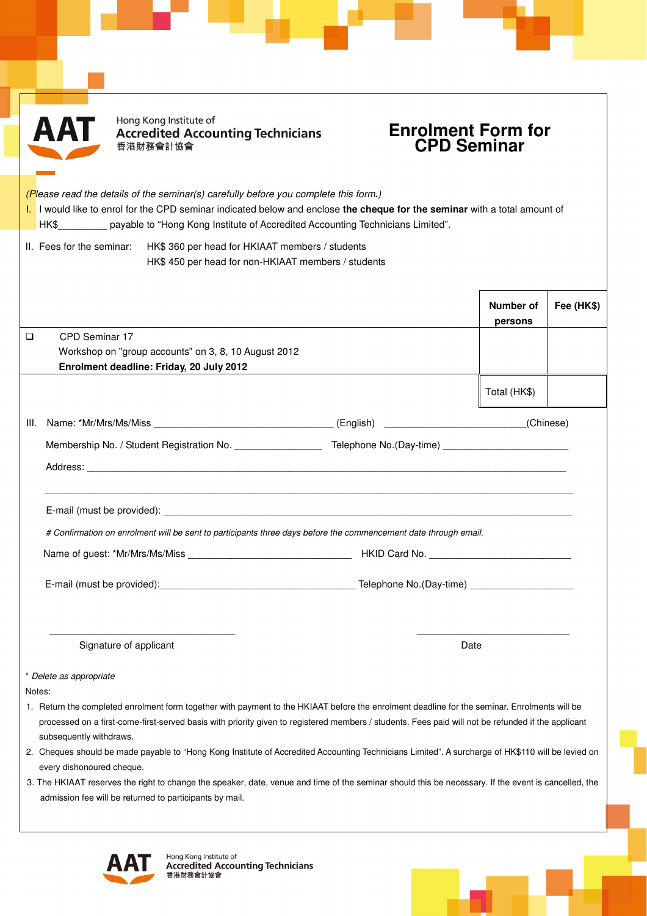Hong Kong Institute of
**Accredited Accounting Technicians**
香港財務會計協會

# Enrolment Form for CPD Seminar

*(Please read the details of the seminar(s) carefully before you complete this form.)*

I. I would like to enrol for the CPD seminar indicated below and enclose **the cheque for the seminar** with a total amount of HK$_________ payable to "Hong Kong Institute of Accredited Accounting Technicians Limited".

II. Fees for the seminar: HK$ 360 per head for HKIAAT members / students
HK$ 450 per head for non-HKIAAT members / students

| | Number of persons | Fee (HK$) |
|---|---|---|
| ❑ CPD Seminar 17<br>Workshop on "group accounts" on 3, 8, 10 August 2012<br>**Enrolment deadline: Friday, 20 July 2012** | | |
| | Total (HK$) | |

III. Name: *Mr/Mrs/Ms/Miss ______________________________ (English) __________________________(Chinese)

Membership No. / Student Registration No. _______________ Telephone No.(Day-time) ______________________

Address: ________________________________________________________________________________________

_______________________________________________________________________________________________

E-mail (must be provided): _______________________________________________________________________

*# Confirmation on enrolment will be sent to participants three days before the commencement date through email.*

Name of guest: *Mr/Mrs/Ms/Miss _____________________________ HKID Card No. __________________________

E-mail (must be provided):___________________________________ Telephone No.(Day-time) __________________

___________________________________ ____________________________

Signature of applicant Date

*\* Delete as appropriate*

Notes:

1. Return the completed enrolment form together with payment to the HKIAAT before the enrolment deadline for the seminar. Enrolments will be processed on a first-come-first-served basis with priority given to registered members / students. Fees paid will not be refunded if the applicant subsequently withdraws.
2. Cheques should be made payable to "Hong Kong Institute of Accredited Accounting Technicians Limited". A surcharge of HK$110 will be levied on every dishonoured cheque.
3. The HKIAAT reserves the right to change the speaker, date, venue and time of the seminar should this be necessary. If the event is cancelled, the admission fee will be returned to participants by mail.